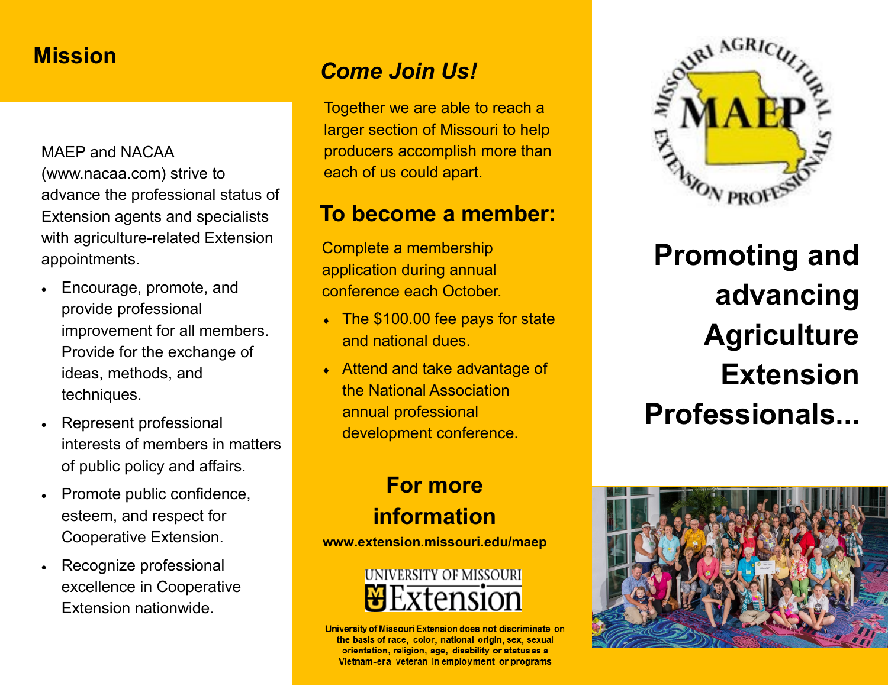## Mission

MAEP and NACAA (www.nacaa.com) strive to advance the professional status of Extension agents and specialists with agriculture-related Extension appointments.

- Encourage, promote, and provide professional improvement for all members. Provide for the exchange of ideas, methods, and techniques.
- Represent professional interests of members in matters of public policy and affairs.
- Promote public confidence, esteem, and respect for Cooperative Extension.
- Recognize professional excellence in Cooperative Extension nationwide.

## *Come Join Us!*

Together we are able to reach a larger section of Missouri to help producers accomplish more than each of us could apart.

## To become a member:

Complete a membership application during annual conference each October.

- The $100.00 fee pays for state and national dues.
- Attend and take advantage of the National Association annual professional development conference.

## For more information

**www.extension.missouri.edu/maep**

UNIVERSITY OF MISSOURI Extension

**University of Missouri Extension does not discriminate on the basis of race, color, national origin, sex, sexual orientation, religion, age, disability or status as a Vietnam-era veteran in employment or programs**

MISSOURI AGRICULTURAL EXTENSION PROFESSIONALS MAEP

# Promoting and advancing Agriculture Extension Professionals...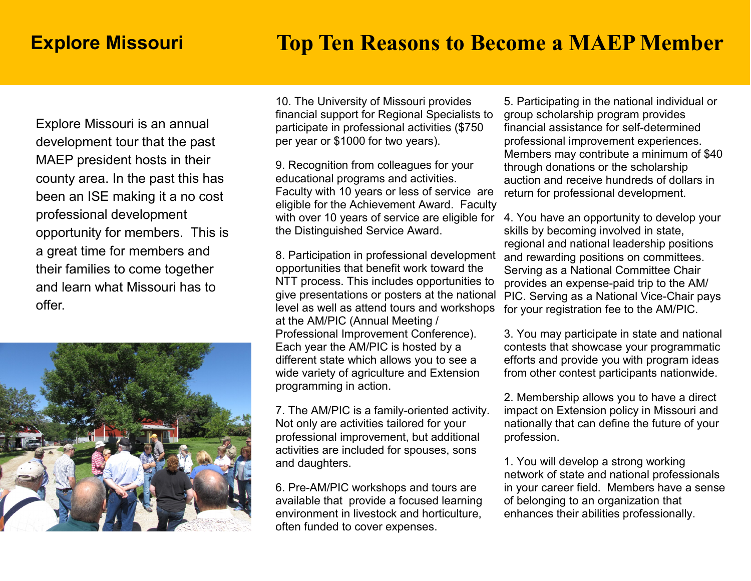## Explore Missouri

Explore Missouri is an annual development tour that the past MAEP president hosts in their county area. In the past this has been an ISE making it a no cost professional development opportunity for members. This is a great time for members and their families to come together and learn what Missouri has to offer.

# Top Ten Reasons to Become a MAEP Member

10. The University of Missouri provides financial support for Regional Specialists to participate in professional activities ($750 per year or $1000 for two years).

9. Recognition from colleagues for your educational programs and activities. Faculty with 10 years or less of service are eligible for the Achievement Award. Faculty with over 10 years of service are eligible for the Distinguished Service Award.

8. Participation in professional development opportunities that benefit work toward the NTT process. This includes opportunities to give presentations or posters at the national level as well as attend tours and workshops at the AM/PIC (Annual Meeting / Professional Improvement Conference). Each year the AM/PIC is hosted by a different state which allows you to see a wide variety of agriculture and Extension programming in action.

7. The AM/PIC is a family-oriented activity. Not only are activities tailored for your professional improvement, but additional activities are included for spouses, sons and daughters.

6. Pre-AM/PIC workshops and tours are available that provide a focused learning environment in livestock and horticulture, often funded to cover expenses.

5. Participating in the national individual or group scholarship program provides financial assistance for self-determined professional improvement experiences. Members may contribute a minimum of $40 through donations or the scholarship auction and receive hundreds of dollars in return for professional development.

4. You have an opportunity to develop your skills by becoming involved in state, regional and national leadership positions and rewarding positions on committees. Serving as a National Committee Chair provides an expense-paid trip to the AM/PIC. Serving as a National Vice-Chair pays for your registration fee to the AM/PIC.

3. You may participate in state and national contests that showcase your programmatic efforts and provide you with program ideas from other contest participants nationwide.

2. Membership allows you to have a direct impact on Extension policy in Missouri and nationally that can define the future of your profession.

1. You will develop a strong working network of state and national professionals in your career field. Members have a sense of belonging to an organization that enhances their abilities professionally.